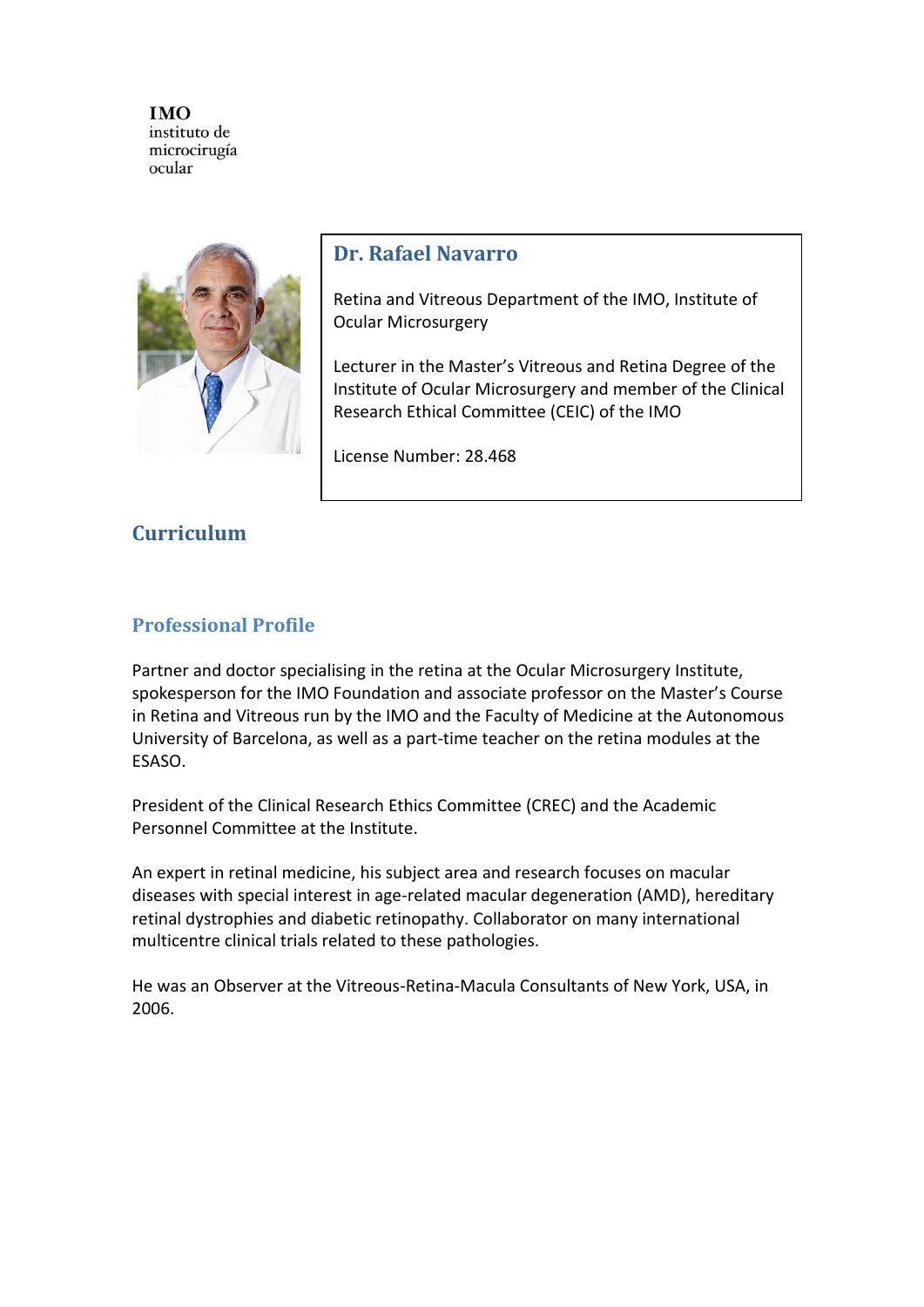**IMO**
instituto de
microcirugía
ocular

## Dr. Rafael Navarro

Retina and Vitreous Department of the IMO, Institute of Ocular Microsurgery

Lecturer in the Master's Vitreous and Retina Degree of the Institute of Ocular Microsurgery and member of the Clinical Research Ethical Committee (CEIC) of the IMO

License Number: 28.468

# Curriculum

## Professional Profile

Partner and doctor specialising in the retina at the Ocular Microsurgery Institute, spokesperson for the IMO Foundation and associate professor on the Master's Course in Retina and Vitreous run by the IMO and the Faculty of Medicine at the Autonomous University of Barcelona, as well as a part-time teacher on the retina modules at the ESASO.

President of the Clinical Research Ethics Committee (CREC) and the Academic Personnel Committee at the Institute.

An expert in retinal medicine, his subject area and research focuses on macular diseases with special interest in age-related macular degeneration (AMD), hereditary retinal dystrophies and diabetic retinopathy. Collaborator on many international multicentre clinical trials related to these pathologies.

He was an Observer at the Vitreous-Retina-Macula Consultants of New York, USA, in 2006.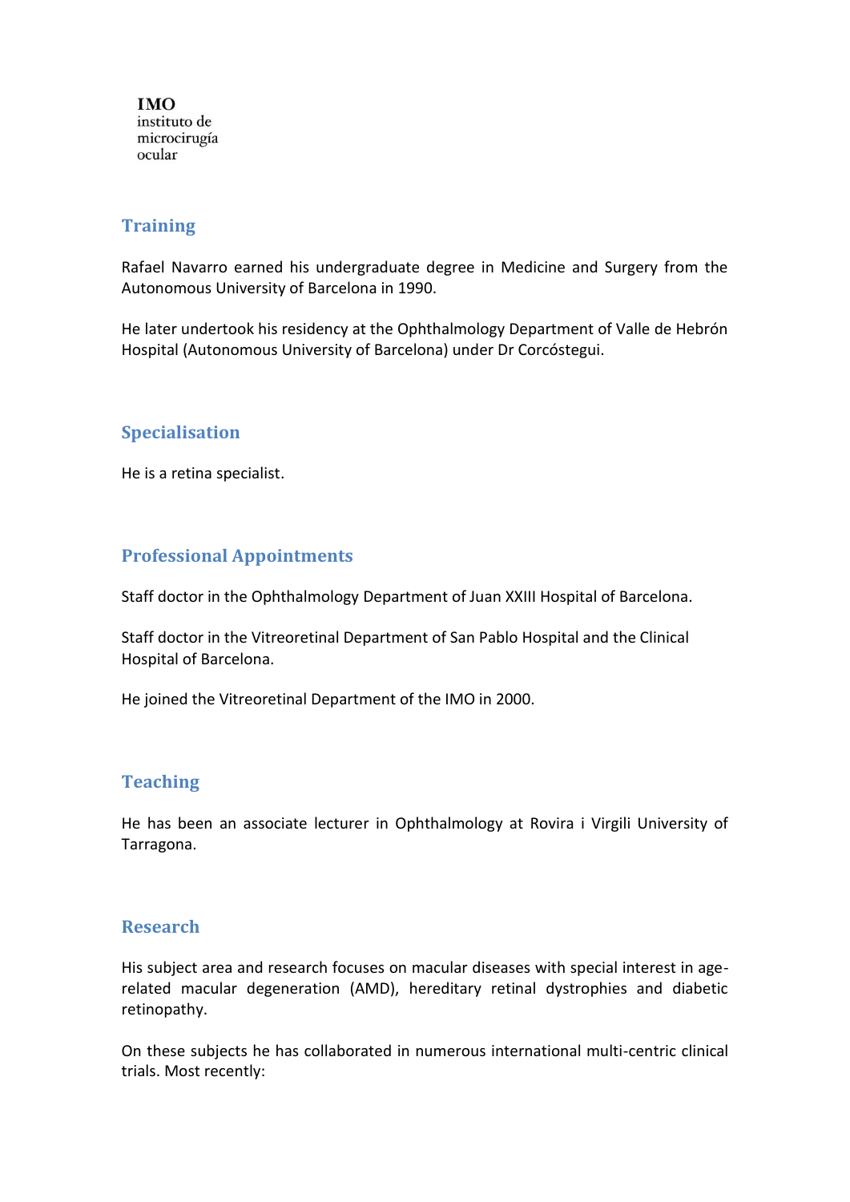IMO
instituto de
microcirugía
ocular

## Training

Rafael Navarro earned his undergraduate degree in Medicine and Surgery from the Autonomous University of Barcelona in 1990.

He later undertook his residency at the Ophthalmology Department of Valle de Hebrón Hospital (Autonomous University of Barcelona) under Dr Corcóstegui.

## Specialisation

He is a retina specialist.

## Professional Appointments

Staff doctor in the Ophthalmology Department of Juan XXIII Hospital of Barcelona.

Staff doctor in the Vitreoretinal Department of San Pablo Hospital and the Clinical Hospital of Barcelona.

He joined the Vitreoretinal Department of the IMO in 2000.

## Teaching

He has been an associate lecturer in Ophthalmology at Rovira i Virgili University of Tarragona.

## Research

His subject area and research focuses on macular diseases with special interest in age-related macular degeneration (AMD), hereditary retinal dystrophies and diabetic retinopathy.

On these subjects he has collaborated in numerous international multi-centric clinical trials. Most recently: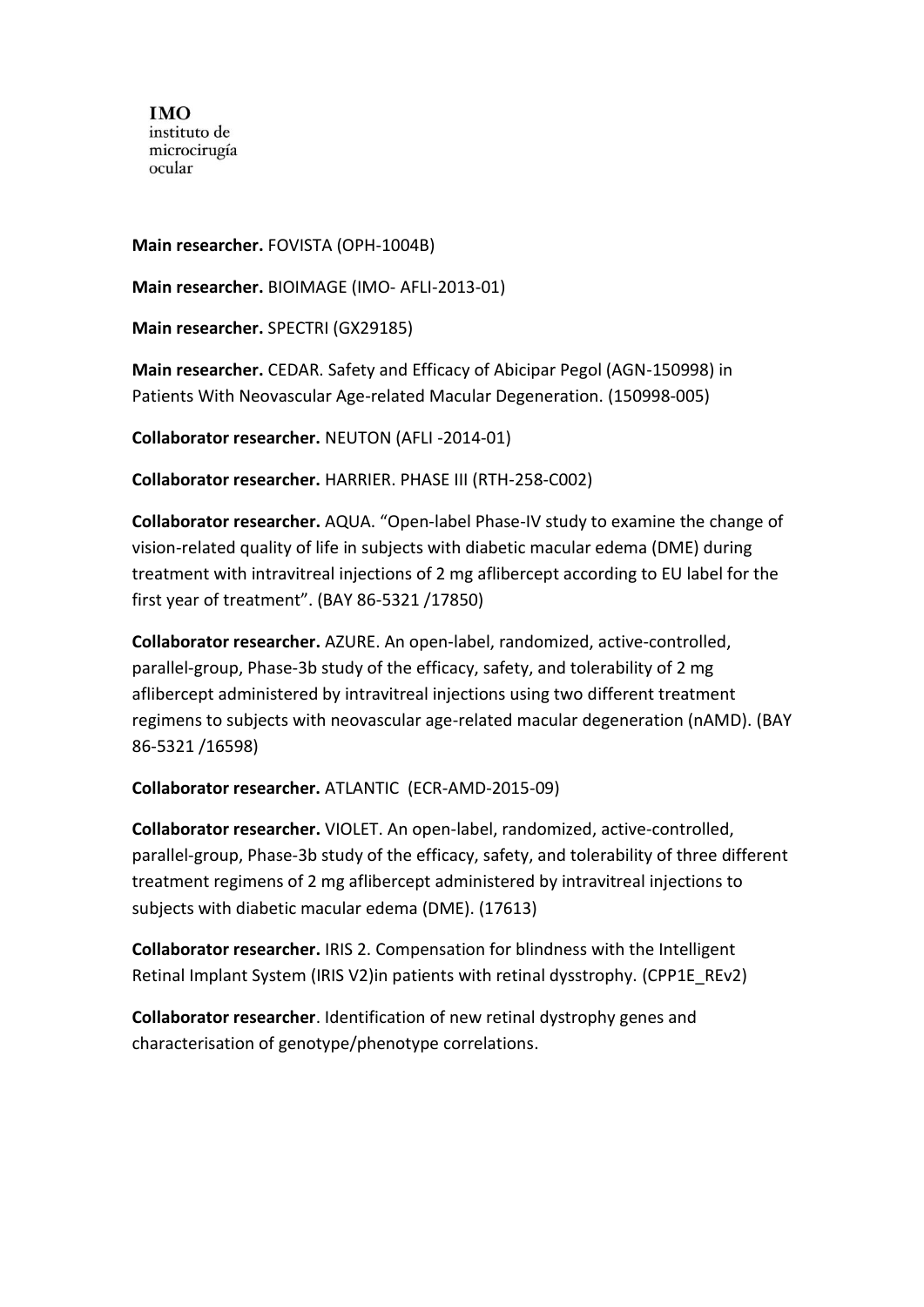**Main researcher.** FOVISTA (OPH-1004B)

**Main researcher.** BIOIMAGE (IMO- AFLI-2013-01)

**Main researcher.** SPECTRI (GX29185)

**Main researcher.** CEDAR. Safety and Efficacy of Abicipar Pegol (AGN-150998) in Patients With Neovascular Age-related Macular Degeneration. (150998-005)

**Collaborator researcher.** NEUTON (AFLI -2014-01)

**Collaborator researcher.** HARRIER. PHASE III (RTH-258-C002)

**Collaborator researcher.** AQUA. "Open-label Phase-IV study to examine the change of vision-related quality of life in subjects with diabetic macular edema (DME) during treatment with intravitreal injections of 2 mg aflibercept according to EU label for the first year of treatment". (BAY 86-5321 /17850)

**Collaborator researcher.** AZURE. An open-label, randomized, active-controlled, parallel-group, Phase-3b study of the efficacy, safety, and tolerability of 2 mg aflibercept administered by intravitreal injections using two different treatment regimens to subjects with neovascular age-related macular degeneration (nAMD). (BAY 86-5321 /16598)

**Collaborator researcher.** ATLANTIC (ECR-AMD-2015-09)

**Collaborator researcher.** VIOLET. An open-label, randomized, active-controlled, parallel-group, Phase-3b study of the efficacy, safety, and tolerability of three different treatment regimens of 2 mg aflibercept administered by intravitreal injections to subjects with diabetic macular edema (DME). (17613)

**Collaborator researcher.** IRIS 2. Compensation for blindness with the Intelligent Retinal Implant System (IRIS V2)in patients with retinal dysstrophy. (CPP1E_REv2)

**Collaborator researcher**. Identification of new retinal dystrophy genes and characterisation of genotype/phenotype correlations.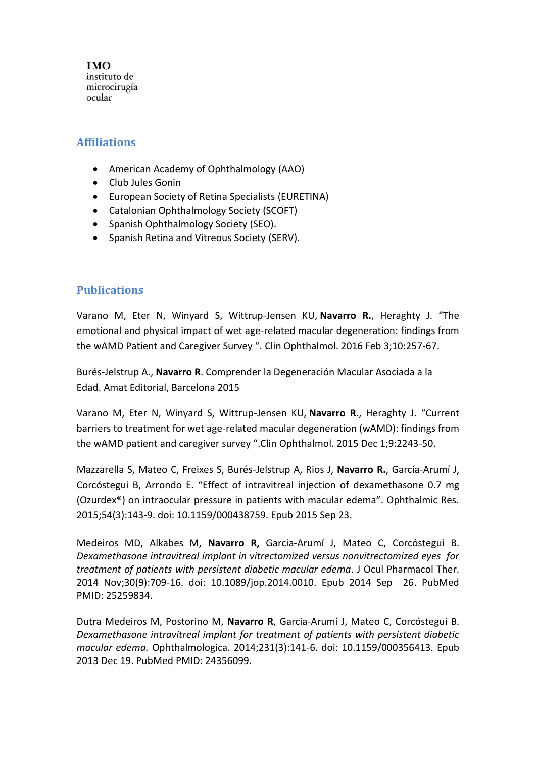**IMO**
instituto de
microcirugía
ocular

## Affiliations

- American Academy of Ophthalmology (AAO)
- Club Jules Gonin
- European Society of Retina Specialists (EURETINA)
- Catalonian Ophthalmology Society (SCOFT)
- Spanish Ophthalmology Society (SEO).
- Spanish Retina and Vitreous Society (SERV).

## Publications

Varano M, Eter N, Winyard S, Wittrup-Jensen KU, **Navarro R.**, Heraghty J. "The emotional and physical impact of wet age-related macular degeneration: findings from the wAMD Patient and Caregiver Survey ". Clin Ophthalmol. 2016 Feb 3;10:257-67.

Burés-Jelstrup A., **Navarro R**. Comprender la Degeneración Macular Asociada a la Edad. Amat Editorial, Barcelona 2015

Varano M, Eter N, Winyard S, Wittrup-Jensen KU, **Navarro R**., Heraghty J. "Current barriers to treatment for wet age-related macular degeneration (wAMD): findings from the wAMD patient and caregiver survey ".Clin Ophthalmol. 2015 Dec 1;9:2243-50.

Mazzarella S, Mateo C, Freixes S, Burés-Jelstrup A, Rios J, **Navarro R.**, García-Arumí J, Corcóstegui B, Arrondo E. "Effect of intravitreal injection of dexamethasone 0.7 mg (Ozurdex®) on intraocular pressure in patients with macular edema". Ophthalmic Res. 2015;54(3):143-9. doi: 10.1159/000438759. Epub 2015 Sep 23.

Medeiros MD, Alkabes M, **Navarro R,** Garcia-Arumí J, Mateo C, Corcóstegui B. *Dexamethasone intravitreal implant in vitrectomized versus nonvitrectomized eyes for treatment of patients with persistent diabetic macular edema*. J Ocul Pharmacol Ther. 2014 Nov;30(9):709-16. doi: 10.1089/jop.2014.0010. Epub 2014 Sep 26. PubMed PMID: 25259834.

Dutra Medeiros M, Postorino M, **Navarro R**, Garcia-Arumí J, Mateo C, Corcóstegui B. *Dexamethasone intravitreal implant for treatment of patients with persistent diabetic macular edema.* Ophthalmologica. 2014;231(3):141-6. doi: 10.1159/000356413. Epub 2013 Dec 19. PubMed PMID: 24356099.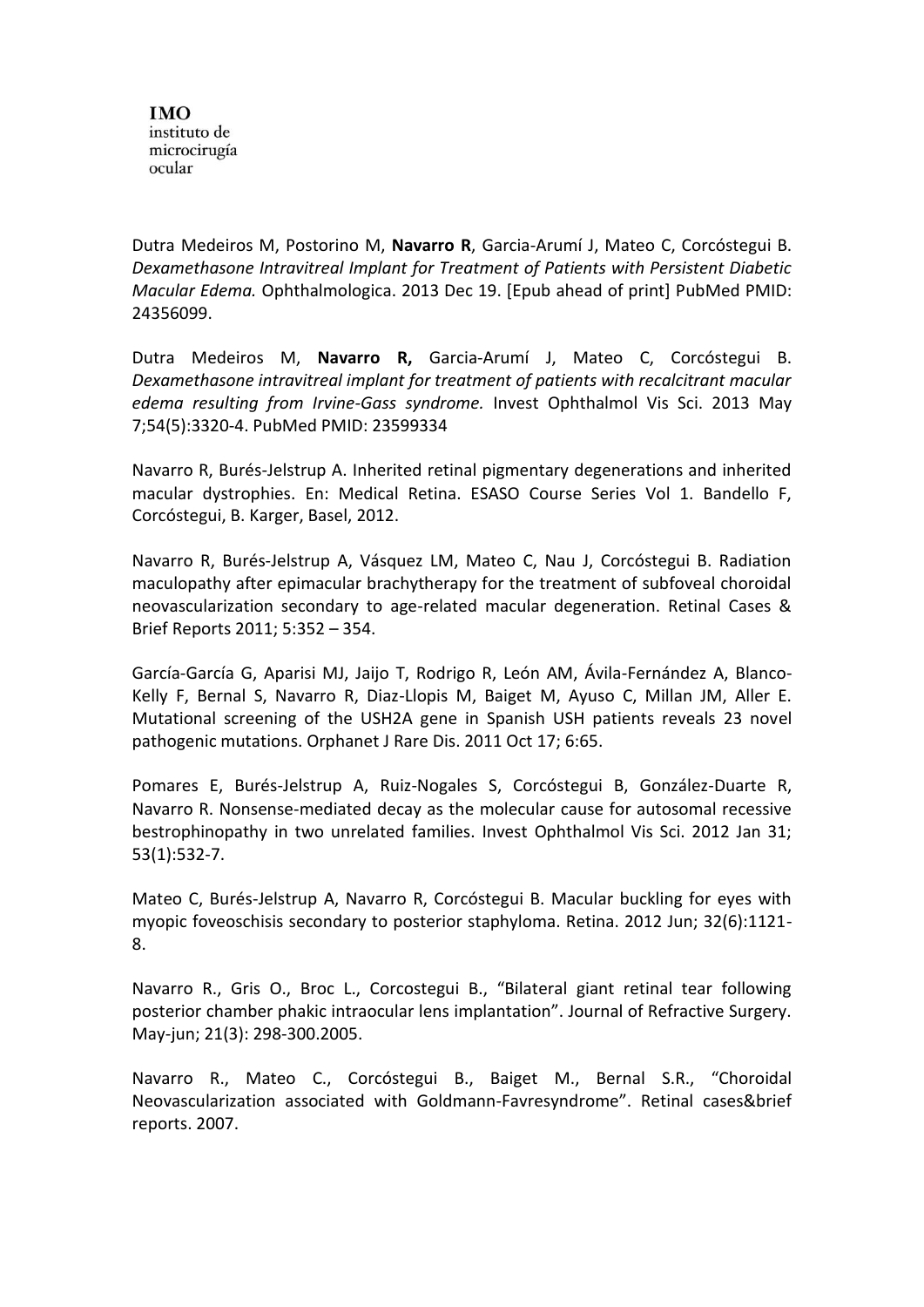Dutra Medeiros M, Postorino M, **Navarro R**, Garcia-Arumí J, Mateo C, Corcóstegui B. *Dexamethasone Intravitreal Implant for Treatment of Patients with Persistent Diabetic Macular Edema.* Ophthalmologica. 2013 Dec 19. [Epub ahead of print] PubMed PMID: 24356099.

Dutra Medeiros M, **Navarro R,** Garcia-Arumí J, Mateo C, Corcóstegui B. *Dexamethasone intravitreal implant for treatment of patients with recalcitrant macular edema resulting from Irvine-Gass syndrome.* Invest Ophthalmol Vis Sci. 2013 May 7;54(5):3320-4. PubMed PMID: 23599334

Navarro R, Burés-Jelstrup A. Inherited retinal pigmentary degenerations and inherited macular dystrophies. En: Medical Retina. ESASO Course Series Vol 1. Bandello F, Corcóstegui, B. Karger, Basel, 2012.

Navarro R, Burés-Jelstrup A, Vásquez LM, Mateo C, Nau J, Corcóstegui B. Radiation maculopathy after epimacular brachytherapy for the treatment of subfoveal choroidal neovascularization secondary to age-related macular degeneration. Retinal Cases & Brief Reports 2011; 5:352 – 354.

García-García G, Aparisi MJ, Jaijo T, Rodrigo R, León AM, Ávila-Fernández A, Blanco-Kelly F, Bernal S, Navarro R, Diaz-Llopis M, Baiget M, Ayuso C, Millan JM, Aller E. Mutational screening of the USH2A gene in Spanish USH patients reveals 23 novel pathogenic mutations. Orphanet J Rare Dis. 2011 Oct 17; 6:65.

Pomares E, Burés-Jelstrup A, Ruiz-Nogales S, Corcóstegui B, González-Duarte R, Navarro R. Nonsense-mediated decay as the molecular cause for autosomal recessive bestrophinopathy in two unrelated families. Invest Ophthalmol Vis Sci. 2012 Jan 31; 53(1):532-7.

Mateo C, Burés-Jelstrup A, Navarro R, Corcóstegui B. Macular buckling for eyes with myopic foveoschisis secondary to posterior staphyloma. Retina. 2012 Jun; 32(6):1121-8.

Navarro R., Gris O., Broc L., Corcostegui B., "Bilateral giant retinal tear following posterior chamber phakic intraocular lens implantation". Journal of Refractive Surgery. May-jun; 21(3): 298-300.2005.

Navarro R., Mateo C., Corcóstegui B., Baiget M., Bernal S.R., "Choroidal Neovascularization associated with Goldmann-Favresyndrome". Retinal cases&brief reports. 2007.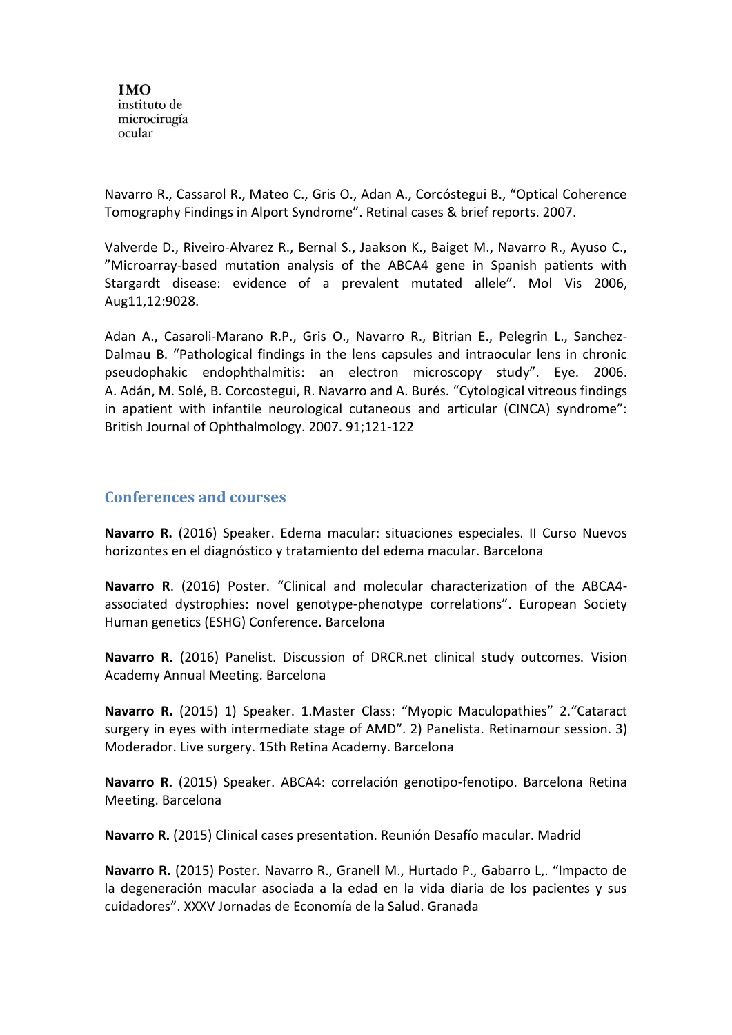Navarro R., Cassarol R., Mateo C., Gris O., Adan A., Corcóstegui B., "Optical Coherence Tomography Findings in Alport Syndrome". Retinal cases & brief reports. 2007.

Valverde D., Riveiro-Alvarez R., Bernal S., Jaakson K., Baiget M., Navarro R., Ayuso C., "Microarray-based mutation analysis of the ABCA4 gene in Spanish patients with Stargardt disease: evidence of a prevalent mutated allele". Mol Vis 2006, Aug11,12:9028.

Adan A., Casaroli-Marano R.P., Gris O., Navarro R., Bitrian E., Pelegrin L., Sanchez-Dalmau B. "Pathological findings in the lens capsules and intraocular lens in chronic pseudophakic endophthalmitis: an electron microscopy study". Eye. 2006. A. Adán, M. Solé, B. Corcostegui, R. Navarro and A. Burés. "Cytological vitreous findings in apatient with infantile neurological cutaneous and articular (CINCA) syndrome": British Journal of Ophthalmology. 2007. 91;121-122

## Conferences and courses

**Navarro R.** (2016) Speaker. Edema macular: situaciones especiales. II Curso Nuevos horizontes en el diagnóstico y tratamiento del edema macular. Barcelona

**Navarro R**. (2016) Poster. "Clinical and molecular characterization of the ABCA4-associated dystrophies: novel genotype-phenotype correlations". European Society Human genetics (ESHG) Conference. Barcelona

**Navarro R.** (2016) Panelist. Discussion of DRCR.net clinical study outcomes. Vision Academy Annual Meeting. Barcelona

**Navarro R.** (2015) 1) Speaker. 1.Master Class: "Myopic Maculopathies" 2."Cataract surgery in eyes with intermediate stage of AMD". 2) Panelista. Retinamour session. 3) Moderador. Live surgery. 15th Retina Academy. Barcelona

**Navarro R.** (2015) Speaker. ABCA4: correlación genotipo-fenotipo. Barcelona Retina Meeting. Barcelona

**Navarro R.** (2015) Clinical cases presentation. Reunión Desafío macular. Madrid

**Navarro R.** (2015) Poster. Navarro R., Granell M., Hurtado P., Gabarro L,. "Impacto de la degeneración macular asociada a la edad en la vida diaria de los pacientes y sus cuidadores". XXXV Jornadas de Economía de la Salud. Granada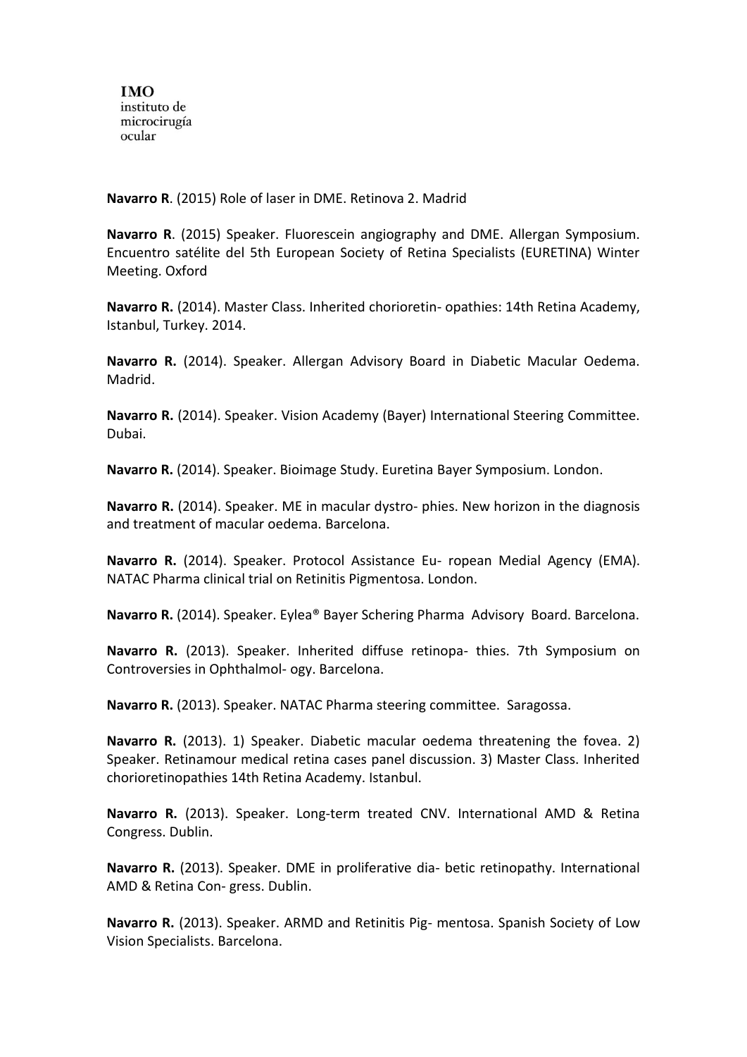**IMO**
instituto de
microcirugía
ocular

**Navarro R**. (2015) Role of laser in DME. Retinova 2. Madrid

**Navarro R**. (2015) Speaker. Fluorescein angiography and DME. Allergan Symposium. Encuentro satélite del 5th European Society of Retina Specialists (EURETINA) Winter Meeting. Oxford

**Navarro R.** (2014). Master Class. Inherited chorioretin- opathies: 14th Retina Academy, Istanbul, Turkey. 2014.

**Navarro R.** (2014). Speaker. Allergan Advisory Board in Diabetic Macular Oedema. Madrid.

**Navarro R.** (2014). Speaker. Vision Academy (Bayer) International Steering Committee. Dubai.

**Navarro R.** (2014). Speaker. Bioimage Study. Euretina Bayer Symposium. London.

**Navarro R.** (2014). Speaker. ME in macular dystro- phies. New horizon in the diagnosis and treatment of macular oedema. Barcelona.

**Navarro R.** (2014). Speaker. Protocol Assistance Eu- ropean Medial Agency (EMA). NATAC Pharma clinical trial on Retinitis Pigmentosa. London.

**Navarro R.** (2014). Speaker. Eylea® Bayer Schering Pharma Advisory Board. Barcelona.

**Navarro R.** (2013). Speaker. Inherited diffuse retinopa- thies. 7th Symposium on Controversies in Ophthalmol- ogy. Barcelona.

**Navarro R.** (2013). Speaker. NATAC Pharma steering committee. Saragossa.

**Navarro R.** (2013). 1) Speaker. Diabetic macular oedema threatening the fovea. 2) Speaker. Retinamour medical retina cases panel discussion. 3) Master Class. Inherited chorioretinopathies 14th Retina Academy. Istanbul.

**Navarro R.** (2013). Speaker. Long-term treated CNV. International AMD & Retina Congress. Dublin.

**Navarro R.** (2013). Speaker. DME in proliferative dia- betic retinopathy. International AMD & Retina Con- gress. Dublin.

**Navarro R.** (2013). Speaker. ARMD and Retinitis Pig- mentosa. Spanish Society of Low Vision Specialists. Barcelona.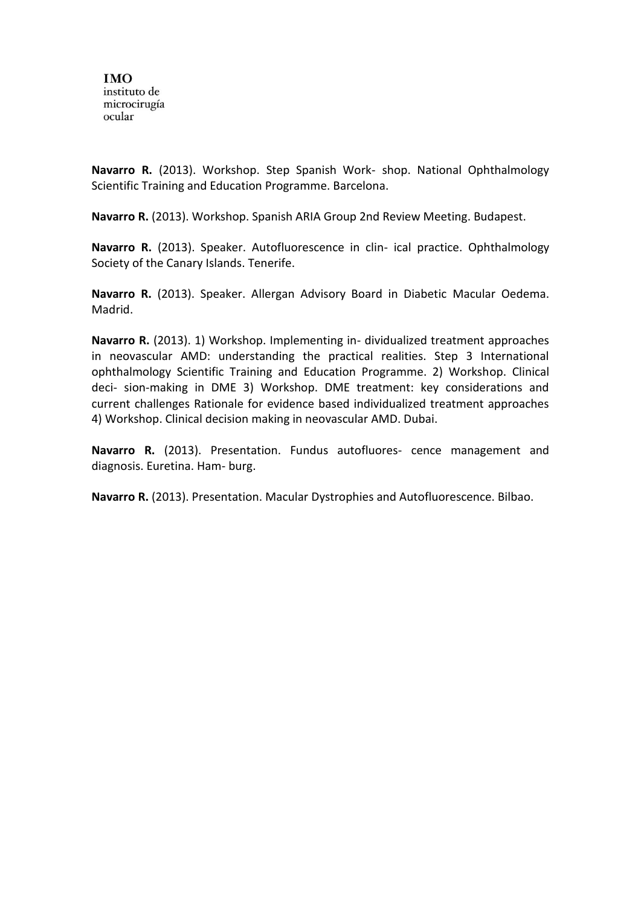**IMO**
instituto de
microcirugía
ocular

**Navarro R.** (2013). Workshop. Step Spanish Work- shop. National Ophthalmology Scientific Training and Education Programme. Barcelona.

**Navarro R.** (2013). Workshop. Spanish ARIA Group 2nd Review Meeting. Budapest.

**Navarro R.** (2013). Speaker. Autofluorescence in clin- ical practice. Ophthalmology Society of the Canary Islands. Tenerife.

**Navarro R.** (2013). Speaker. Allergan Advisory Board in Diabetic Macular Oedema. Madrid.

**Navarro R.** (2013). 1) Workshop. Implementing in- dividualized treatment approaches in neovascular AMD: understanding the practical realities. Step 3 International ophthalmology Scientific Training and Education Programme. 2) Workshop. Clinical deci- sion-making in DME 3) Workshop. DME treatment: key considerations and current challenges Rationale for evidence based individualized treatment approaches 4) Workshop. Clinical decision making in neovascular AMD. Dubai.

**Navarro R.** (2013). Presentation. Fundus autofluores- cence management and diagnosis. Euretina. Ham- burg.

**Navarro R.** (2013). Presentation. Macular Dystrophies and Autofluorescence. Bilbao.